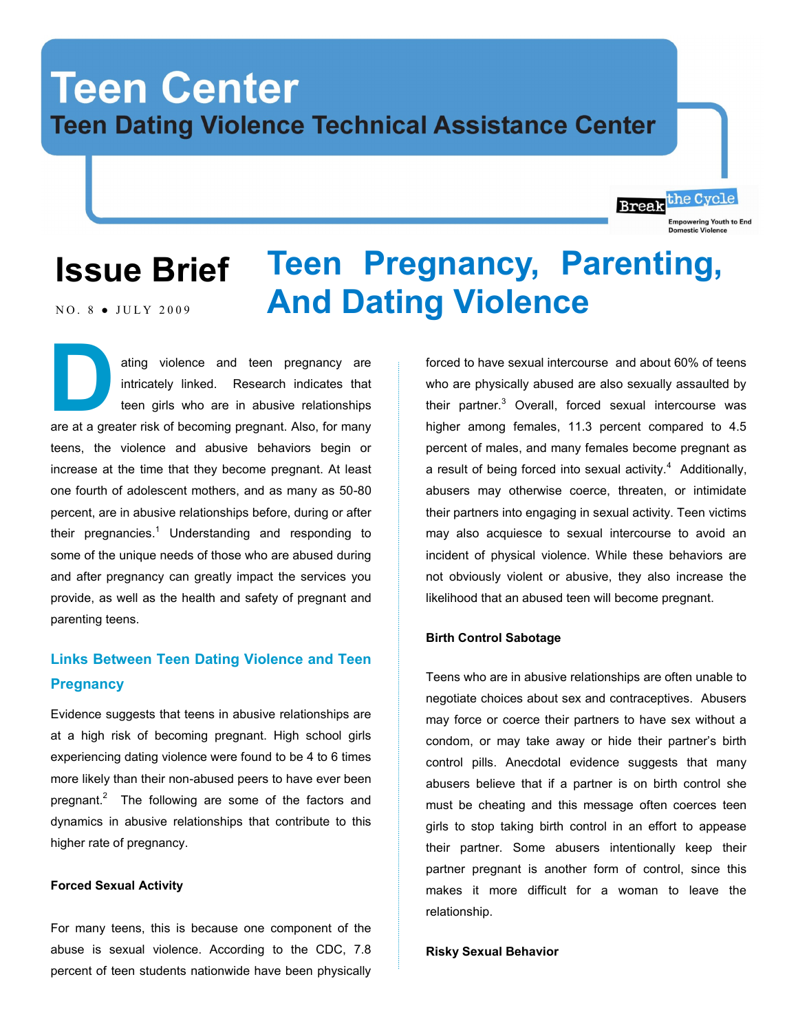# Teen Center

## Teen Dating Violence Technical Assistance Center

Break the Cycle
Empowering Youth to End Domestic Violence

**Issue Brief**

NO. 8 • JULY 2009

# Teen Pregnancy, Parenting, And Dating Violence

Dating violence and teen pregnancy are intricately linked. Research indicates that teen girls who are in abusive relationships are at a greater risk of becoming pregnant. Also, for many teens, the violence and abusive behaviors begin or increase at the time that they become pregnant. At least one fourth of adolescent mothers, and as many as 50-80 percent, are in abusive relationships before, during or after their pregnancies.[1] Understanding and responding to some of the unique needs of those who are abused during and after pregnancy can greatly impact the services you provide, as well as the health and safety of pregnant and parenting teens.

## Links Between Teen Dating Violence and Teen Pregnancy

Evidence suggests that teens in abusive relationships are at a high risk of becoming pregnant. High school girls experiencing dating violence were found to be 4 to 6 times more likely than their non-abused peers to have ever been pregnant.[2] The following are some of the factors and dynamics in abusive relationships that contribute to this higher rate of pregnancy.

### Forced Sexual Activity

For many teens, this is because one component of the abuse is sexual violence. According to the CDC, 7.8 percent of teen students nationwide have been physically forced to have sexual intercourse and about 60% of teens who are physically abused are also sexually assaulted by their partner.[3] Overall, forced sexual intercourse was higher among females, 11.3 percent compared to 4.5 percent of males, and many females become pregnant as a result of being forced into sexual activity.[4] Additionally, abusers may otherwise coerce, threaten, or intimidate their partners into engaging in sexual activity. Teen victims may also acquiesce to sexual intercourse to avoid an incident of physical violence. While these behaviors are not obviously violent or abusive, they also increase the likelihood that an abused teen will become pregnant.

### Birth Control Sabotage

Teens who are in abusive relationships are often unable to negotiate choices about sex and contraceptives. Abusers may force or coerce their partners to have sex without a condom, or may take away or hide their partner's birth control pills. Anecdotal evidence suggests that many abusers believe that if a partner is on birth control she must be cheating and this message often coerces teen girls to stop taking birth control in an effort to appease their partner. Some abusers intentionally keep their partner pregnant is another form of control, since this makes it more difficult for a woman to leave the relationship.

### Risky Sexual Behavior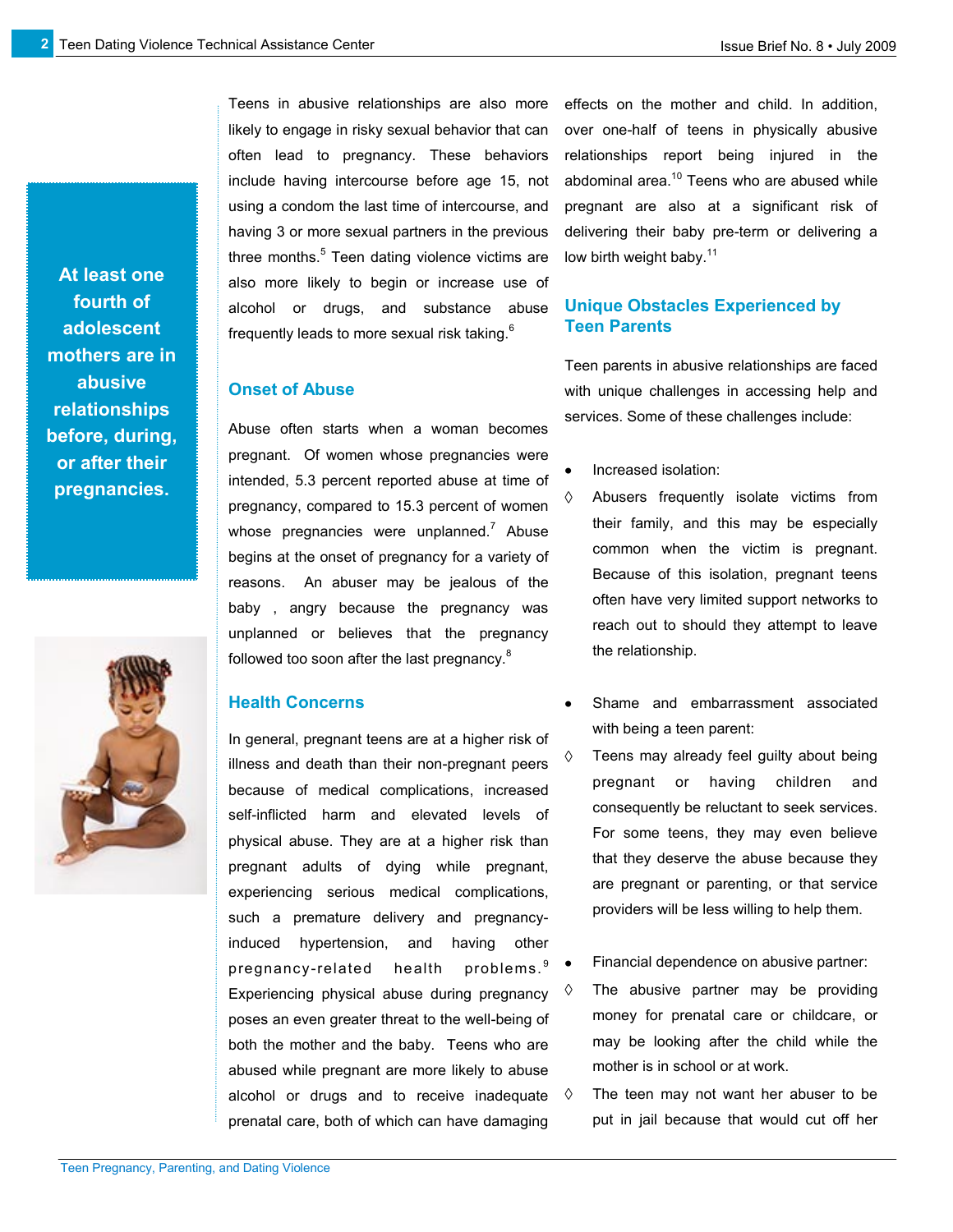> **At least one fourth of adolescent mothers are in abusive relationships before, during, or after their pregnancies.**

Teens in abusive relationships are also more likely to engage in risky sexual behavior that can often lead to pregnancy. These behaviors include having intercourse before age 15, not using a condom the last time of intercourse, and having 3 or more sexual partners in the previous three months.[5] Teen dating violence victims are also more likely to begin or increase use of alcohol or drugs, and substance abuse frequently leads to more sexual risk taking.[6]

## Onset of Abuse

Abuse often starts when a woman becomes pregnant. Of women whose pregnancies were intended, 5.3 percent reported abuse at time of pregnancy, compared to 15.3 percent of women whose pregnancies were unplanned.[7] Abuse begins at the onset of pregnancy for a variety of reasons. An abuser may be jealous of the baby , angry because the pregnancy was unplanned or believes that the pregnancy followed too soon after the last pregnancy.[8]

## Health Concerns

In general, pregnant teens are at a higher risk of illness and death than their non-pregnant peers because of medical complications, increased self-inflicted harm and elevated levels of physical abuse. They are at a higher risk than pregnant adults of dying while pregnant, experiencing serious medical complications, such a premature delivery and pregnancy-induced hypertension, and having other pregnancy-related health problems.[9] Experiencing physical abuse during pregnancy poses an even greater threat to the well-being of both the mother and the baby. Teens who are abused while pregnant are more likely to abuse alcohol or drugs and to receive inadequate prenatal care, both of which can have damaging effects on the mother and child. In addition, over one-half of teens in physically abusive relationships report being injured in the abdominal area.[10] Teens who are abused while pregnant are also at a significant risk of delivering their baby pre-term or delivering a low birth weight baby.[11]

## Unique Obstacles Experienced by Teen Parents

Teen parents in abusive relationships are faced with unique challenges in accessing help and services. Some of these challenges include:

- Increased isolation:
  - ◊ Abusers frequently isolate victims from their family, and this may be especially common when the victim is pregnant. Because of this isolation, pregnant teens often have very limited support networks to reach out to should they attempt to leave the relationship.

- Shame and embarrassment associated with being a teen parent:
  - ◊ Teens may already feel guilty about being pregnant or having children and consequently be reluctant to seek services. For some teens, they may even believe that they deserve the abuse because they are pregnant or parenting, or that service providers will be less willing to help them.

- Financial dependence on abusive partner:
  - ◊ The abusive partner may be providing money for prenatal care or childcare, or may be looking after the child while the mother is in school or at work.
  - ◊ The teen may not want her abuser to be put in jail because that would cut off her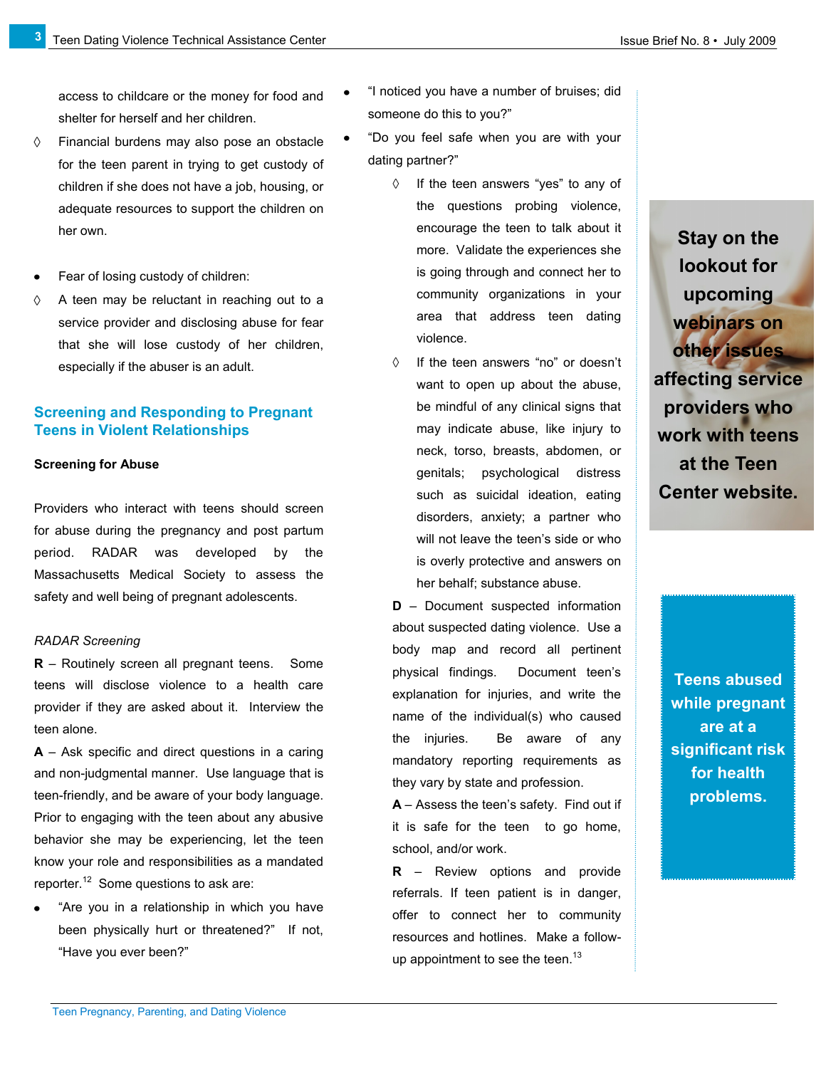access to childcare or the money for food and shelter for herself and her children.

◊ Financial burdens may also pose an obstacle for the teen parent in trying to get custody of children if she does not have a job, housing, or adequate resources to support the children on her own.

- Fear of losing custody of children:

◊ A teen may be reluctant in reaching out to a service provider and disclosing abuse for fear that she will lose custody of her children, especially if the abuser is an adult.

## Screening and Responding to Pregnant Teens in Violent Relationships

**Screening for Abuse**

Providers who interact with teens should screen for abuse during the pregnancy and post partum period. RADAR was developed by the Massachusetts Medical Society to assess the safety and well being of pregnant adolescents.

*RADAR Screening*

**R** – Routinely screen all pregnant teens. Some teens will disclose violence to a health care provider if they are asked about it. Interview the teen alone.

**A** – Ask specific and direct questions in a caring and non-judgmental manner. Use language that is teen-friendly, and be aware of your body language. Prior to engaging with the teen about any abusive behavior she may be experiencing, let the teen know your role and responsibilities as a mandated reporter.[12] Some questions to ask are:

- "Are you in a relationship in which you have been physically hurt or threatened?" If not, "Have you ever been?"
- "I noticed you have a number of bruises; did someone do this to you?"
- "Do you feel safe when you are with your dating partner?"
  - ◊ If the teen answers "yes" to any of the questions probing violence, encourage the teen to talk about it more. Validate the experiences she is going through and connect her to community organizations in your area that address teen dating violence.
  - ◊ If the teen answers "no" or doesn't want to open up about the abuse, be mindful of any clinical signs that may indicate abuse, like injury to neck, torso, breasts, abdomen, or genitals; psychological distress such as suicidal ideation, eating disorders, anxiety; a partner who will not leave the teen's side or who is overly protective and answers on her behalf; substance abuse.

**D** – Document suspected information about suspected dating violence. Use a body map and record all pertinent physical findings. Document teen's explanation for injuries, and write the name of the individual(s) who caused the injuries. Be aware of any mandatory reporting requirements as they vary by state and profession.

**A** – Assess the teen's safety. Find out if it is safe for the teen to go home, school, and/or work.

**R** – Review options and provide referrals. If teen patient is in danger, offer to connect her to community resources and hotlines. Make a follow-up appointment to see the teen.[13]

**Stay on the lookout for upcoming webinars on other issues affecting service providers who work with teens at the Teen Center website.**

**Teens abused while pregnant are at a significant risk for health problems.**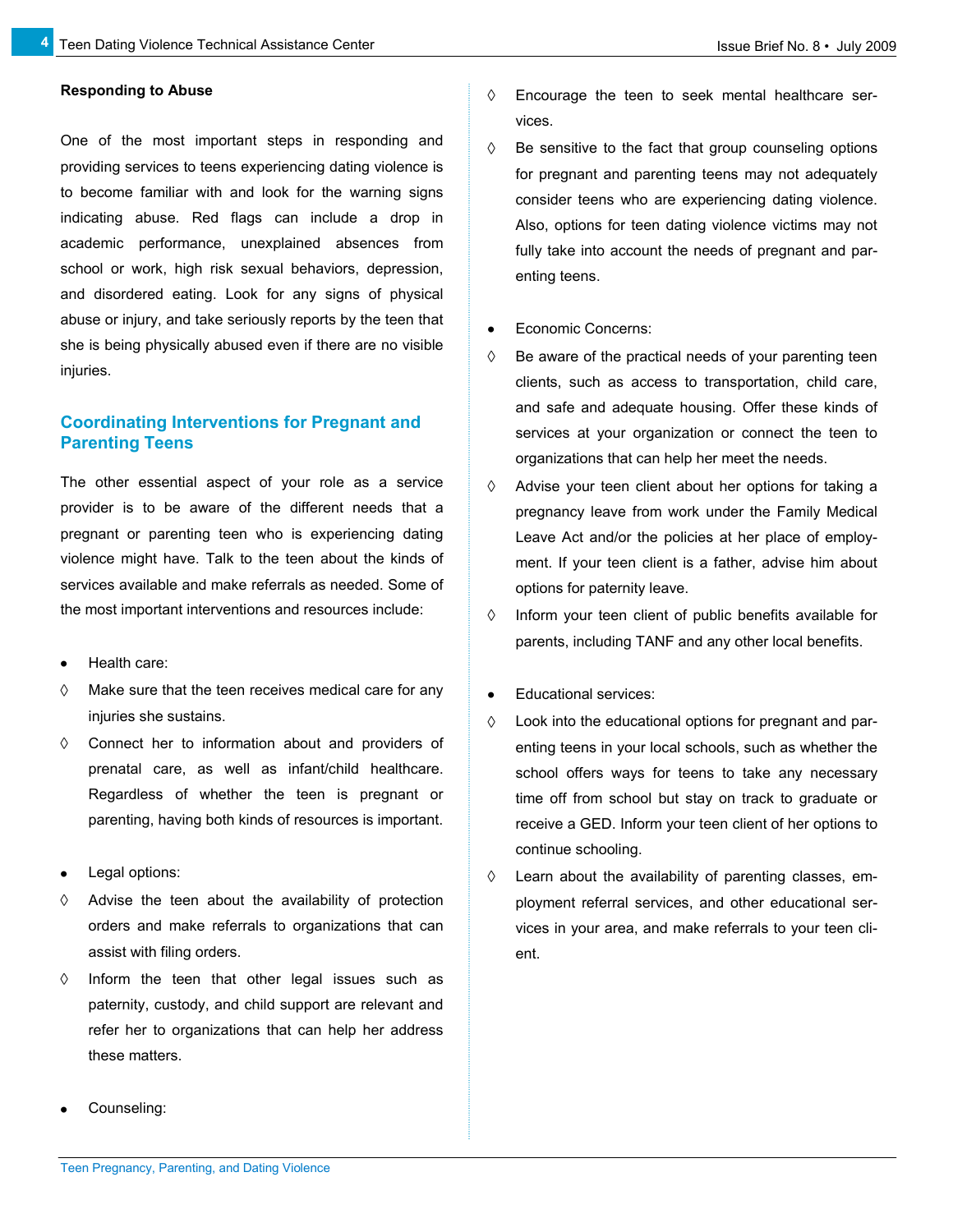**Responding to Abuse**

One of the most important steps in responding and providing services to teens experiencing dating violence is to become familiar with and look for the warning signs indicating abuse. Red flags can include a drop in academic performance, unexplained absences from school or work, high risk sexual behaviors, depression, and disordered eating. Look for any signs of physical abuse or injury, and take seriously reports by the teen that she is being physically abused even if there are no visible injuries.

## Coordinating Interventions for Pregnant and Parenting Teens

The other essential aspect of your role as a service provider is to be aware of the different needs that a pregnant or parenting teen who is experiencing dating violence might have. Talk to the teen about the kinds of services available and make referrals as needed. Some of the most important interventions and resources include:

- Health care:
  - ◊ Make sure that the teen receives medical care for any injuries she sustains.
  - ◊ Connect her to information about and providers of prenatal care, as well as infant/child healthcare. Regardless of whether the teen is pregnant or parenting, having both kinds of resources is important.

- Legal options:
  - ◊ Advise the teen about the availability of protection orders and make referrals to organizations that can assist with filing orders.
  - ◊ Inform the teen that other legal issues such as paternity, custody, and child support are relevant and refer her to organizations that can help her address these matters.

- Counseling:
  - ◊ Encourage the teen to seek mental healthcare services.
  - ◊ Be sensitive to the fact that group counseling options for pregnant and parenting teens may not adequately consider teens who are experiencing dating violence. Also, options for teen dating violence victims may not fully take into account the needs of pregnant and parenting teens.

- Economic Concerns:
  - ◊ Be aware of the practical needs of your parenting teen clients, such as access to transportation, child care, and safe and adequate housing. Offer these kinds of services at your organization or connect the teen to organizations that can help her meet the needs.
  - ◊ Advise your teen client about her options for taking a pregnancy leave from work under the Family Medical Leave Act and/or the policies at her place of employment. If your teen client is a father, advise him about options for paternity leave.
  - ◊ Inform your teen client of public benefits available for parents, including TANF and any other local benefits.

- Educational services:
  - ◊ Look into the educational options for pregnant and parenting teens in your local schools, such as whether the school offers ways for teens to take any necessary time off from school but stay on track to graduate or receive a GED. Inform your teen client of her options to continue schooling.
  - ◊ Learn about the availability of parenting classes, employment referral services, and other educational services in your area, and make referrals to your teen client.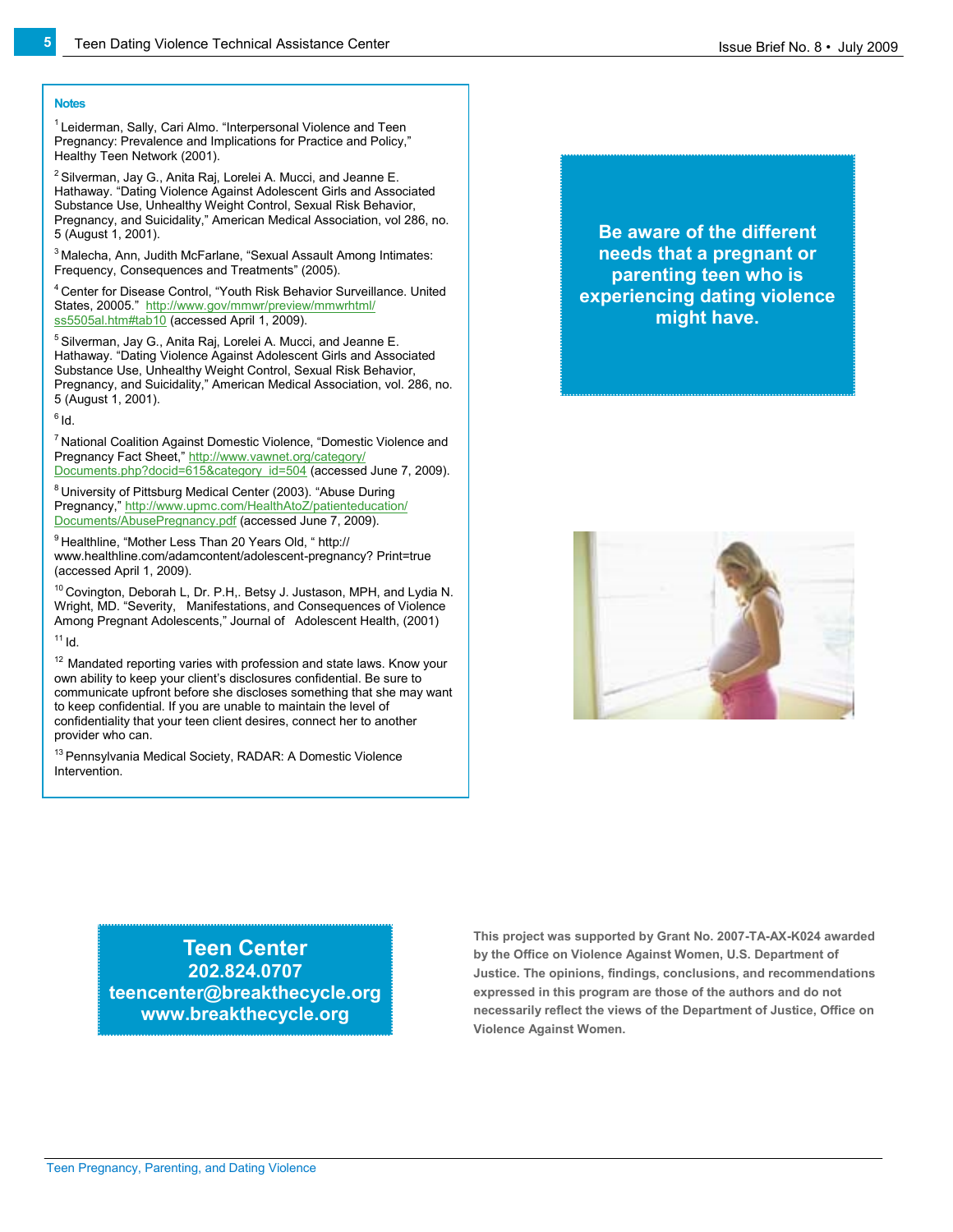## Notes

[1] Leiderman, Sally, Cari Almo. "Interpersonal Violence and Teen Pregnancy: Prevalence and Implications for Practice and Policy," Healthy Teen Network (2001).

[2] Silverman, Jay G., Anita Raj, Lorelei A. Mucci, and Jeanne E. Hathaway. "Dating Violence Against Adolescent Girls and Associated Substance Use, Unhealthy Weight Control, Sexual Risk Behavior, Pregnancy, and Suicidality," American Medical Association, vol 286, no. 5 (August 1, 2001).

[3] Malecha, Ann, Judith McFarlane, "Sexual Assault Among Intimates: Frequency, Consequences and Treatments" (2005).

[4] Center for Disease Control, "Youth Risk Behavior Surveillance. United States, 20005." http://www.gov/mmwr/preview/mmwrhtml/ss5505al.htm#tab10 (accessed April 1, 2009).

[5] Silverman, Jay G., Anita Raj, Lorelei A. Mucci, and Jeanne E. Hathaway. "Dating Violence Against Adolescent Girls and Associated Substance Use, Unhealthy Weight Control, Sexual Risk Behavior, Pregnancy, and Suicidality," American Medical Association, vol. 286, no. 5 (August 1, 2001).

[6] Id.

[7] National Coalition Against Domestic Violence, "Domestic Violence and Pregnancy Fact Sheet," http://www.vawnet.org/category/Documents.php?docid=615&category_id=504 (accessed June 7, 2009).

[8] University of Pittsburg Medical Center (2003). "Abuse During Pregnancy," http://www.upmc.com/HealthAtoZ/patienteducation/Documents/AbusePregnancy.pdf (accessed June 7, 2009).

[9] Healthline, "Mother Less Than 20 Years Old, " http://www.healthline.com/adamcontent/adolescent-pregnancy? Print=true (accessed April 1, 2009).

[10] Covington, Deborah L, Dr. P.H,. Betsy J. Justason, MPH, and Lydia N. Wright, MD. "Severity, Manifestations, and Consequences of Violence Among Pregnant Adolescents," Journal of Adolescent Health, (2001)

[11] Id.

[12] Mandated reporting varies with profession and state laws. Know your own ability to keep your client's disclosures confidential. Be sure to communicate upfront before she discloses something that she may want to keep confidential. If you are unable to maintain the level of confidentiality that your teen client desires, connect her to another provider who can.

[13] Pennsylvania Medical Society, RADAR: A Domestic Violence Intervention.

**Be aware of the different needs that a pregnant or parenting teen who is experiencing dating violence might have.**

**Teen Center**
**202.824.0707**
**teencenter@breakthecycle.org**
**www.breakthecycle.org**

**This project was supported by Grant No. 2007-TA-AX-K024 awarded by the Office on Violence Against Women, U.S. Department of Justice. The opinions, findings, conclusions, and recommendations expressed in this program are those of the authors and do not necessarily reflect the views of the Department of Justice, Office on Violence Against Women.**